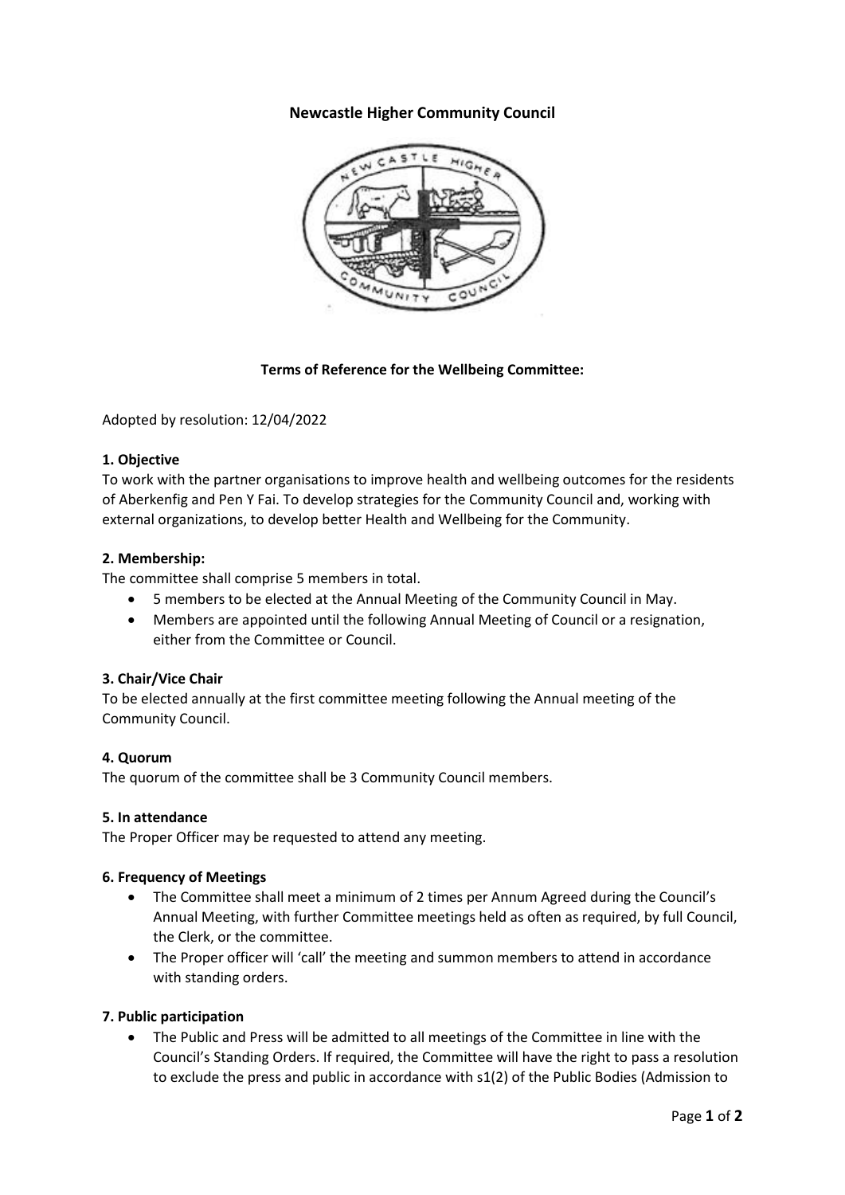# Newcastle Higher Community Council

**Terms of Reference for the Wellbeing Committee:**

Adopted by resolution: 12/04/2022

**1. Objective**

To work with the partner organisations to improve health and wellbeing outcomes for the residents of Aberkenfig and Pen Y Fai. To develop strategies for the Community Council and, working with external organizations, to develop better Health and Wellbeing for the Community.

**2. Membership:**

The committee shall comprise 5 members in total.

- 5 members to be elected at the Annual Meeting of the Community Council in May.
- Members are appointed until the following Annual Meeting of Council or a resignation, either from the Committee or Council.

**3. Chair/Vice Chair**

To be elected annually at the first committee meeting following the Annual meeting of the Community Council.

**4. Quorum**

The quorum of the committee shall be 3 Community Council members.

**5. In attendance**

The Proper Officer may be requested to attend any meeting.

**6. Frequency of Meetings**

- The Committee shall meet a minimum of 2 times per Annum Agreed during the Council's Annual Meeting, with further Committee meetings held as often as required, by full Council, the Clerk, or the committee.
- The Proper officer will 'call' the meeting and summon members to attend in accordance with standing orders.

**7. Public participation**

- The Public and Press will be admitted to all meetings of the Committee in line with the Council's Standing Orders. If required, the Committee will have the right to pass a resolution to exclude the press and public in accordance with s1(2) of the Public Bodies (Admission to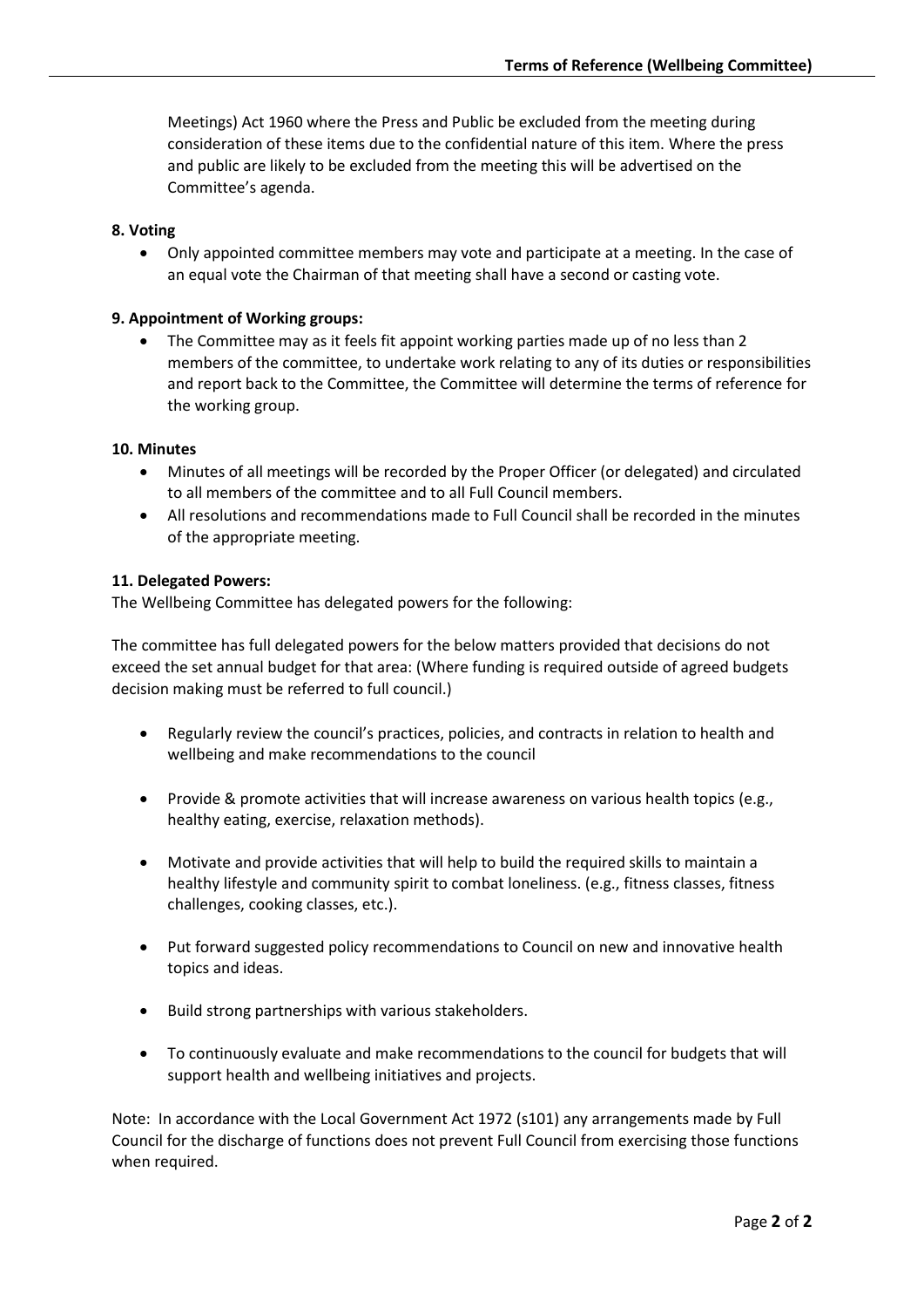Meetings) Act 1960 where the Press and Public be excluded from the meeting during consideration of these items due to the confidential nature of this item. Where the press and public are likely to be excluded from the meeting this will be advertised on the Committee's agenda.

**8. Voting**

- Only appointed committee members may vote and participate at a meeting. In the case of an equal vote the Chairman of that meeting shall have a second or casting vote.

**9. Appointment of Working groups:**

- The Committee may as it feels fit appoint working parties made up of no less than 2 members of the committee, to undertake work relating to any of its duties or responsibilities and report back to the Committee, the Committee will determine the terms of reference for the working group.

**10. Minutes**

- Minutes of all meetings will be recorded by the Proper Officer (or delegated) and circulated to all members of the committee and to all Full Council members.
- All resolutions and recommendations made to Full Council shall be recorded in the minutes of the appropriate meeting.

**11. Delegated Powers:**

The Wellbeing Committee has delegated powers for the following:

The committee has full delegated powers for the below matters provided that decisions do not exceed the set annual budget for that area: (Where funding is required outside of agreed budgets decision making must be referred to full council.)

- Regularly review the council's practices, policies, and contracts in relation to health and wellbeing and make recommendations to the council
- Provide & promote activities that will increase awareness on various health topics (e.g., healthy eating, exercise, relaxation methods).
- Motivate and provide activities that will help to build the required skills to maintain a healthy lifestyle and community spirit to combat loneliness. (e.g., fitness classes, fitness challenges, cooking classes, etc.).
- Put forward suggested policy recommendations to Council on new and innovative health topics and ideas.
- Build strong partnerships with various stakeholders.
- To continuously evaluate and make recommendations to the council for budgets that will support health and wellbeing initiatives and projects.

Note: In accordance with the Local Government Act 1972 (s101) any arrangements made by Full Council for the discharge of functions does not prevent Full Council from exercising those functions when required.